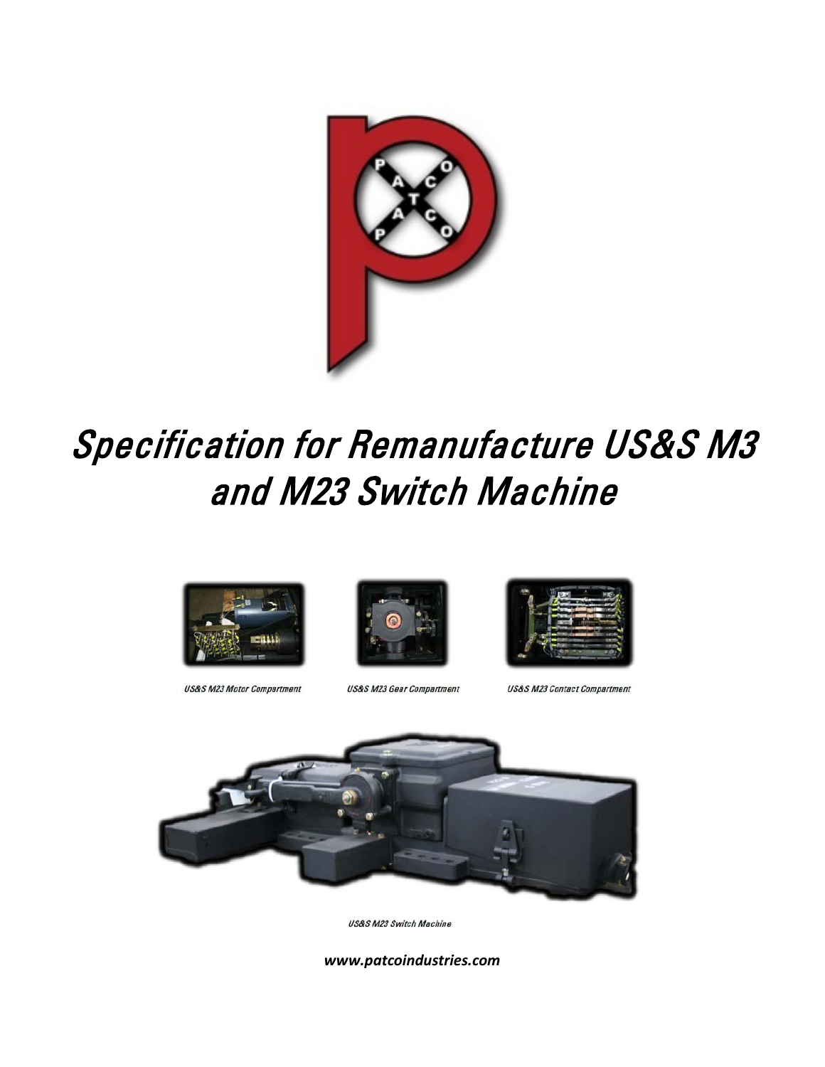# Specification for Remanufacture US&S M3 and M23 Switch Machine

US&S M23 Motor Compartment

US&S M23 Gear Compartment

US&S M23 Contact Compartment

US&S M23 Switch Machine

***www.patcoindustries.com***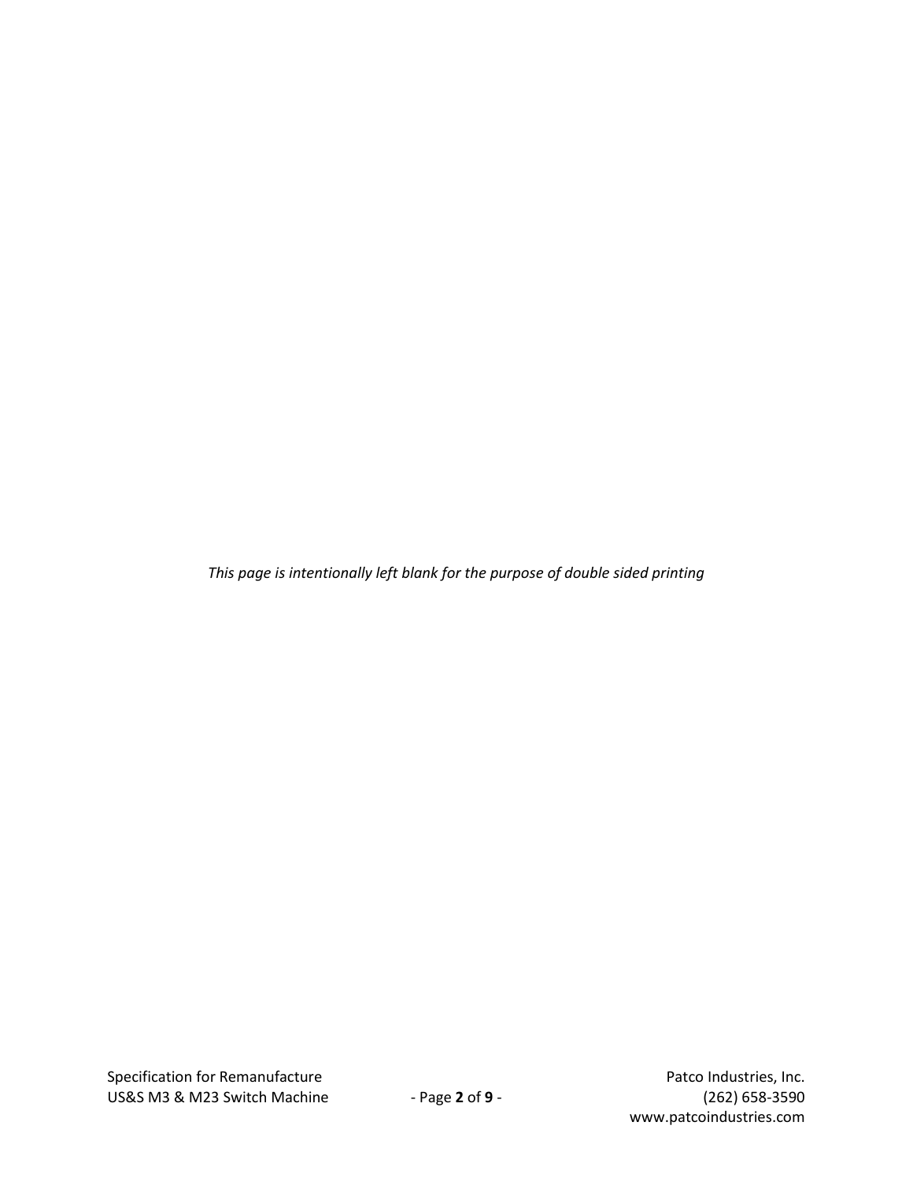*This page is intentionally left blank for the purpose of double sided printing*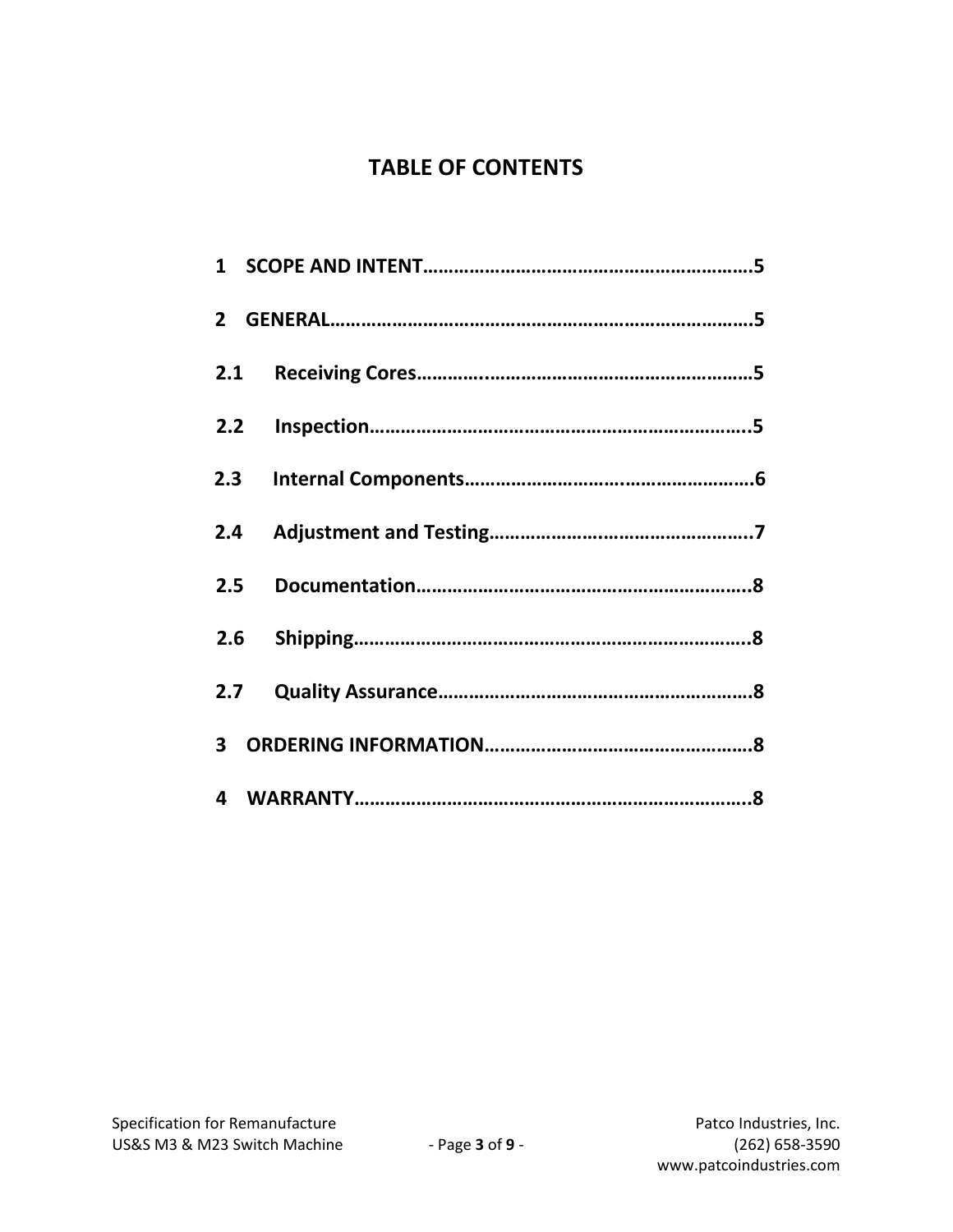# TABLE OF CONTENTS

**1 SCOPE AND INTENT……………………………………………………5**

**2 GENERAL…………………………………………………………………5**

**2.1 Receiving Cores………………………………………………………5**

**2.2 Inspection………………………………………………………………5**

**2.3 Internal Components…………………………………………………6**

**2.4 Adjustment and Testing……………………………………………7**

**2.5 Documentation…………………………………………………………8**

**2.6 Shipping…………………………………………………………………8**

**2.7 Quality Assurance……………………………………………………8**

**3 ORDERING INFORMATION……………………………………………8**

**4 WARRANTY………………………………………………………………8**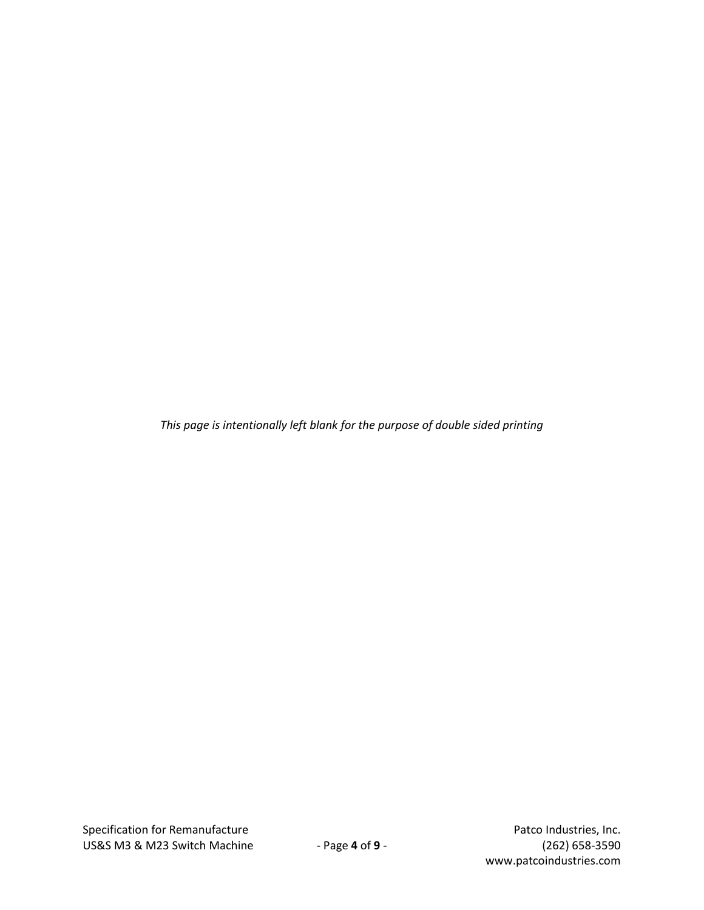*This page is intentionally left blank for the purpose of double sided printing*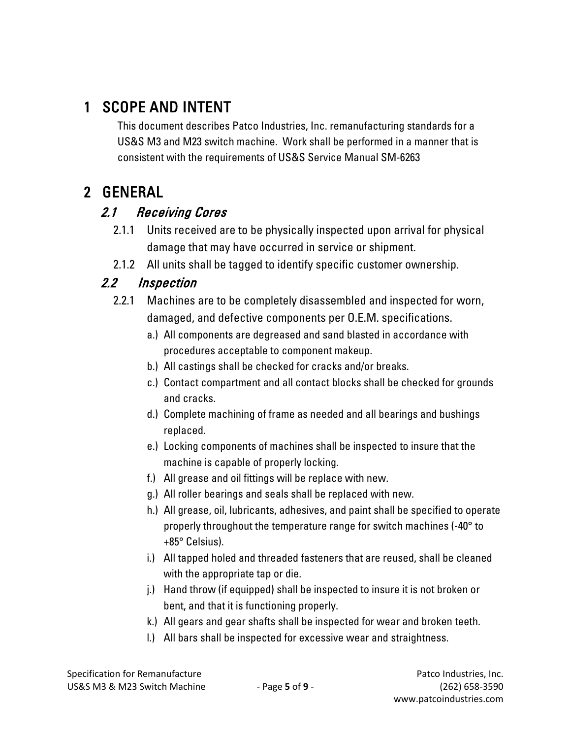# 1 SCOPE AND INTENT

This document describes Patco Industries, Inc. remanufacturing standards for a US&S M3 and M23 switch machine. Work shall be performed in a manner that is consistent with the requirements of US&S Service Manual SM-6263

# 2 GENERAL

## *2.1 Receiving Cores*

2.1.1 Units received are to be physically inspected upon arrival for physical damage that may have occurred in service or shipment.

2.1.2 All units shall be tagged to identify specific customer ownership.

## *2.2 Inspection*

2.2.1 Machines are to be completely disassembled and inspected for worn, damaged, and defective components per O.E.M. specifications.

a.) All components are degreased and sand blasted in accordance with procedures acceptable to component makeup.

b.) All castings shall be checked for cracks and/or breaks.

c.) Contact compartment and all contact blocks shall be checked for grounds and cracks.

d.) Complete machining of frame as needed and all bearings and bushings replaced.

e.) Locking components of machines shall be inspected to insure that the machine is capable of properly locking.

f.) All grease and oil fittings will be replace with new.

g.) All roller bearings and seals shall be replaced with new.

h.) All grease, oil, lubricants, adhesives, and paint shall be specified to operate properly throughout the temperature range for switch machines (-40° to +85° Celsius).

i.) All tapped holed and threaded fasteners that are reused, shall be cleaned with the appropriate tap or die.

j.) Hand throw (if equipped) shall be inspected to insure it is not broken or bent, and that it is functioning properly.

k.) All gears and gear shafts shall be inspected for wear and broken teeth.

l.) All bars shall be inspected for excessive wear and straightness.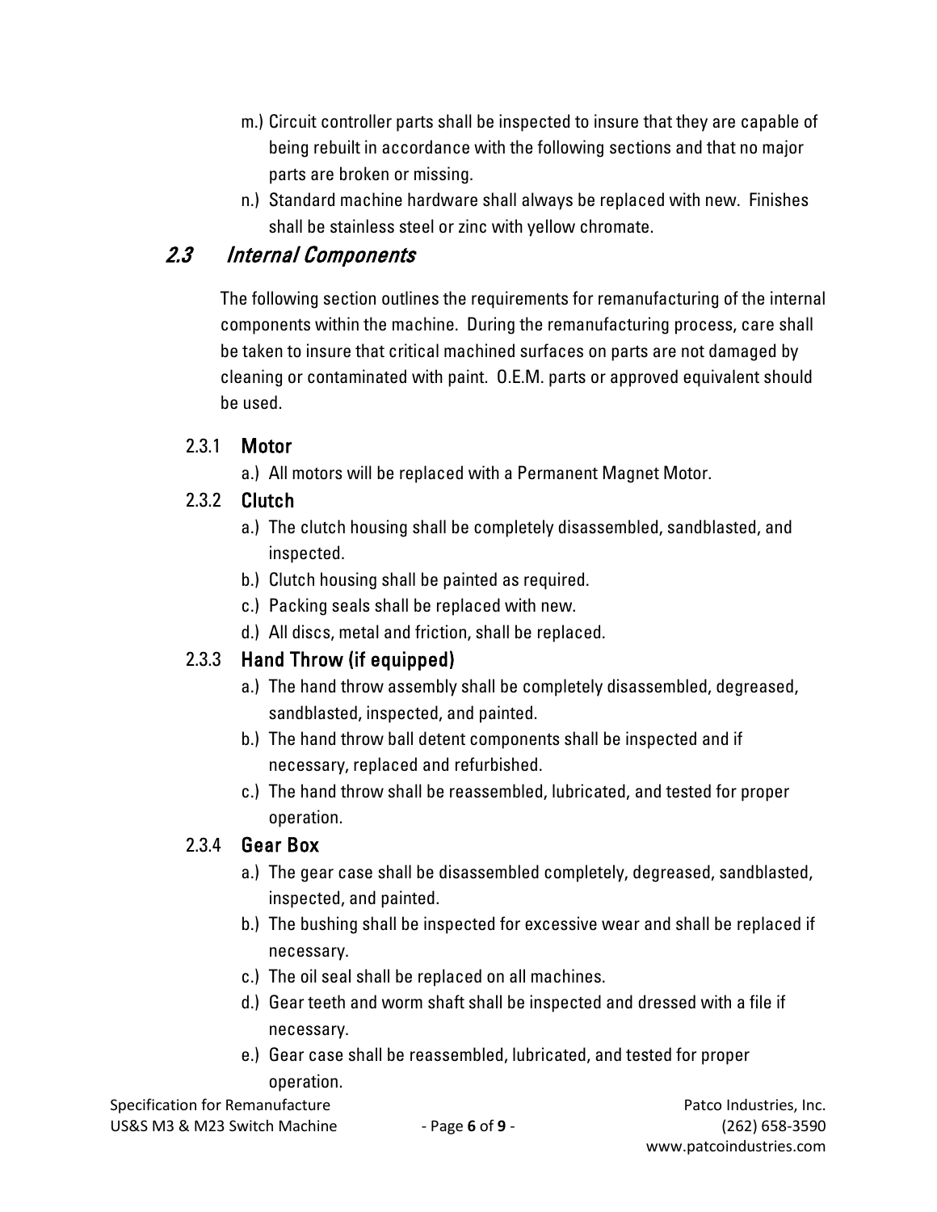m.) Circuit controller parts shall be inspected to insure that they are capable of being rebuilt in accordance with the following sections and that no major parts are broken or missing.

n.) Standard machine hardware shall always be replaced with new. Finishes shall be stainless steel or zinc with yellow chromate.

## *2.3 Internal Components*

The following section outlines the requirements for remanufacturing of the internal components within the machine. During the remanufacturing process, care shall be taken to insure that critical machined surfaces on parts are not damaged by cleaning or contaminated with paint. O.E.M. parts or approved equivalent should be used.

### 2.3.1 Motor

a.) All motors will be replaced with a Permanent Magnet Motor.

### 2.3.2 Clutch

a.) The clutch housing shall be completely disassembled, sandblasted, and inspected.

b.) Clutch housing shall be painted as required.

c.) Packing seals shall be replaced with new.

d.) All discs, metal and friction, shall be replaced.

### 2.3.3 Hand Throw (if equipped)

a.) The hand throw assembly shall be completely disassembled, degreased, sandblasted, inspected, and painted.

b.) The hand throw ball detent components shall be inspected and if necessary, replaced and refurbished.

c.) The hand throw shall be reassembled, lubricated, and tested for proper operation.

### 2.3.4 Gear Box

a.) The gear case shall be disassembled completely, degreased, sandblasted, inspected, and painted.

b.) The bushing shall be inspected for excessive wear and shall be replaced if necessary.

c.) The oil seal shall be replaced on all machines.

d.) Gear teeth and worm shaft shall be inspected and dressed with a file if necessary.

e.) Gear case shall be reassembled, lubricated, and tested for proper operation.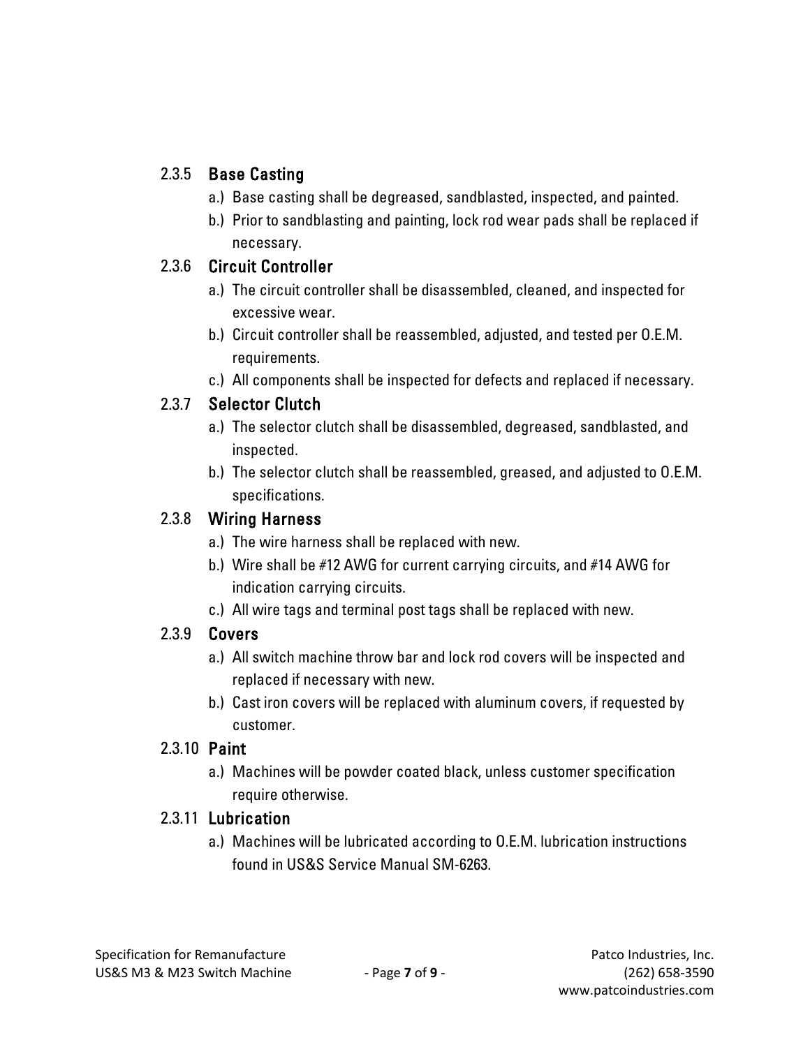### 2.3.5 Base Casting

a.) Base casting shall be degreased, sandblasted, inspected, and painted.

b.) Prior to sandblasting and painting, lock rod wear pads shall be replaced if necessary.

### 2.3.6 Circuit Controller

a.) The circuit controller shall be disassembled, cleaned, and inspected for excessive wear.

b.) Circuit controller shall be reassembled, adjusted, and tested per O.E.M. requirements.

c.) All components shall be inspected for defects and replaced if necessary.

### 2.3.7 Selector Clutch

a.) The selector clutch shall be disassembled, degreased, sandblasted, and inspected.

b.) The selector clutch shall be reassembled, greased, and adjusted to O.E.M. specifications.

### 2.3.8 Wiring Harness

a.) The wire harness shall be replaced with new.

b.) Wire shall be #12 AWG for current carrying circuits, and #14 AWG for indication carrying circuits.

c.) All wire tags and terminal post tags shall be replaced with new.

### 2.3.9 Covers

a.) All switch machine throw bar and lock rod covers will be inspected and replaced if necessary with new.

b.) Cast iron covers will be replaced with aluminum covers, if requested by customer.

### 2.3.10 Paint

a.) Machines will be powder coated black, unless customer specification require otherwise.

### 2.3.11 Lubrication

a.) Machines will be lubricated according to O.E.M. lubrication instructions found in US&S Service Manual SM-6263.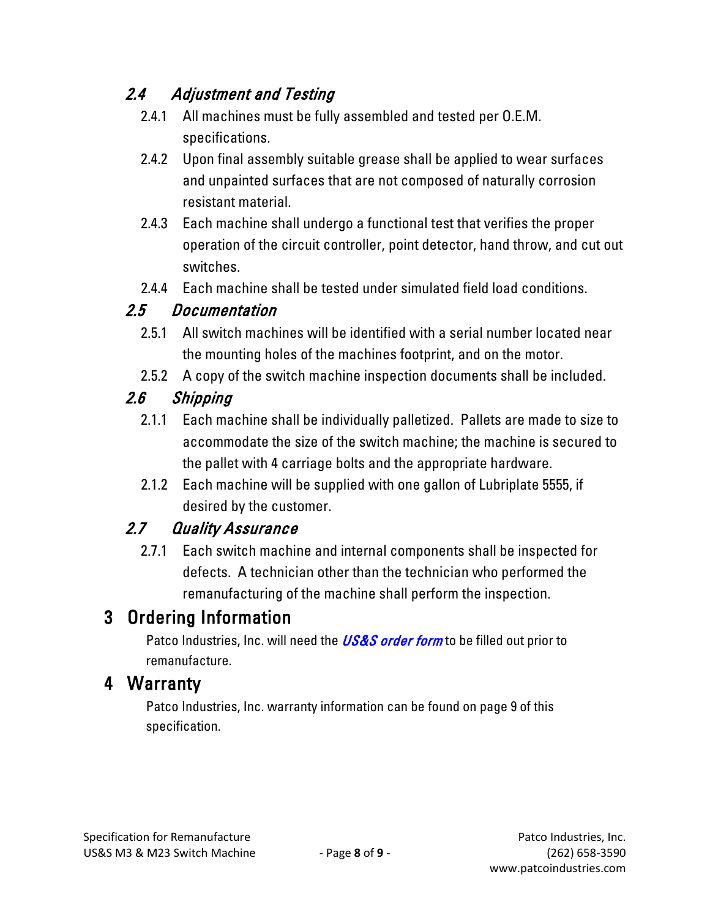### *2.4 Adjustment and Testing*

2.4.1 All machines must be fully assembled and tested per O.E.M. specifications.

2.4.2 Upon final assembly suitable grease shall be applied to wear surfaces and unpainted surfaces that are not composed of naturally corrosion resistant material.

2.4.3 Each machine shall undergo a functional test that verifies the proper operation of the circuit controller, point detector, hand throw, and cut out switches.

2.4.4 Each machine shall be tested under simulated field load conditions.

### *2.5 Documentation*

2.5.1 All switch machines will be identified with a serial number located near the mounting holes of the machines footprint, and on the motor.

2.5.2 A copy of the switch machine inspection documents shall be included.

### *2.6 Shipping*

2.1.1 Each machine shall be individually palletized. Pallets are made to size to accommodate the size of the switch machine; the machine is secured to the pallet with 4 carriage bolts and the appropriate hardware.

2.1.2 Each machine will be supplied with one gallon of Lubriplate 5555, if desired by the customer.

### *2.7 Quality Assurance*

2.7.1 Each switch machine and internal components shall be inspected for defects. A technician other than the technician who performed the remanufacturing of the machine shall perform the inspection.

## 3 Ordering Information

Patco Industries, Inc. will need the ***US&S order form*** to be filled out prior to remanufacture.

## 4 Warranty

Patco Industries, Inc. warranty information can be found on page 9 of this specification.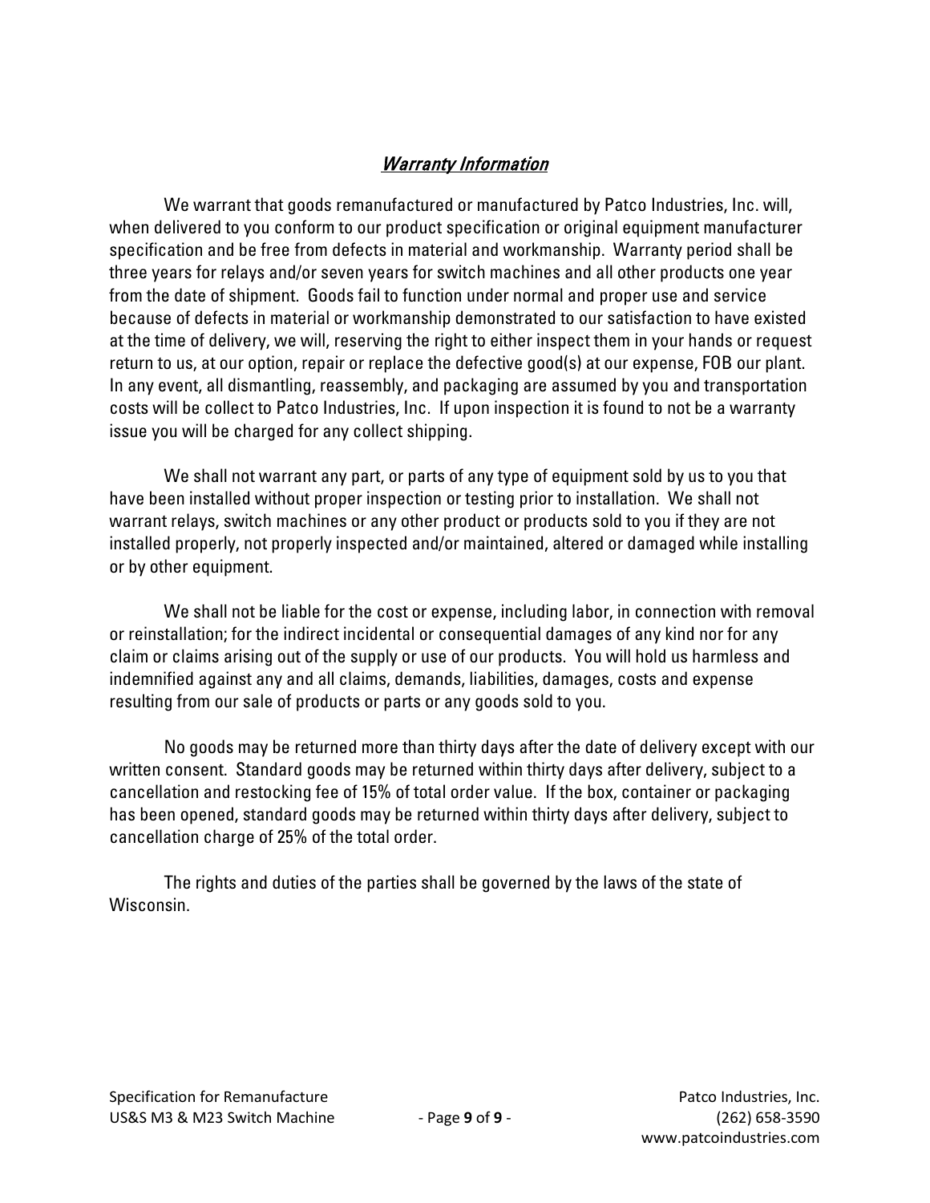## *Warranty Information*

We warrant that goods remanufactured or manufactured by Patco Industries, Inc. will, when delivered to you conform to our product specification or original equipment manufacturer specification and be free from defects in material and workmanship. Warranty period shall be three years for relays and/or seven years for switch machines and all other products one year from the date of shipment. Goods fail to function under normal and proper use and service because of defects in material or workmanship demonstrated to our satisfaction to have existed at the time of delivery, we will, reserving the right to either inspect them in your hands or request return to us, at our option, repair or replace the defective good(s) at our expense, FOB our plant. In any event, all dismantling, reassembly, and packaging are assumed by you and transportation costs will be collect to Patco Industries, Inc. If upon inspection it is found to not be a warranty issue you will be charged for any collect shipping.

We shall not warrant any part, or parts of any type of equipment sold by us to you that have been installed without proper inspection or testing prior to installation. We shall not warrant relays, switch machines or any other product or products sold to you if they are not installed properly, not properly inspected and/or maintained, altered or damaged while installing or by other equipment.

We shall not be liable for the cost or expense, including labor, in connection with removal or reinstallation; for the indirect incidental or consequential damages of any kind nor for any claim or claims arising out of the supply or use of our products. You will hold us harmless and indemnified against any and all claims, demands, liabilities, damages, costs and expense resulting from our sale of products or parts or any goods sold to you.

No goods may be returned more than thirty days after the date of delivery except with our written consent. Standard goods may be returned within thirty days after delivery, subject to a cancellation and restocking fee of 15% of total order value. If the box, container or packaging has been opened, standard goods may be returned within thirty days after delivery, subject to cancellation charge of 25% of the total order.

The rights and duties of the parties shall be governed by the laws of the state of Wisconsin.